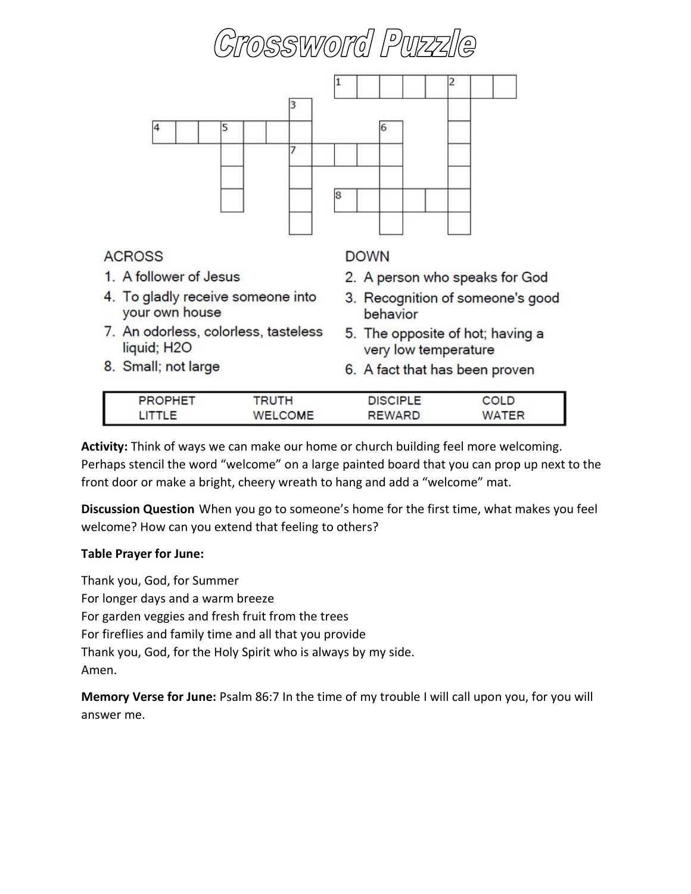# Crossword Puzzle

**ACROSS**

1. A follower of Jesus
4. To gladly receive someone into your own house
7. An odorless, colorless, tasteless liquid; H2O
8. Small; not large

**DOWN**

2. A person who speaks for God
3. Recognition of someone's good behavior
5. The opposite of hot; having a very low temperature
6. A fact that has been proven

| PROPHET | TRUTH | DISCIPLE | COLD |
|---|---|---|---|
| LITTLE | WELCOME | REWARD | WATER |

**Activity:** Think of ways we can make our home or church building feel more welcoming. Perhaps stencil the word "welcome" on a large painted board that you can prop up next to the front door or make a bright, cheery wreath to hang and add a "welcome" mat.

**Discussion Question** When you go to someone's home for the first time, what makes you feel welcome? How can you extend that feeling to others?

**Table Prayer for June:**

Thank you, God, for Summer
For longer days and a warm breeze
For garden veggies and fresh fruit from the trees
For fireflies and family time and all that you provide
Thank you, God, for the Holy Spirit who is always by my side.
Amen.

**Memory Verse for June:** Psalm 86:7 In the time of my trouble I will call upon you, for you will answer me.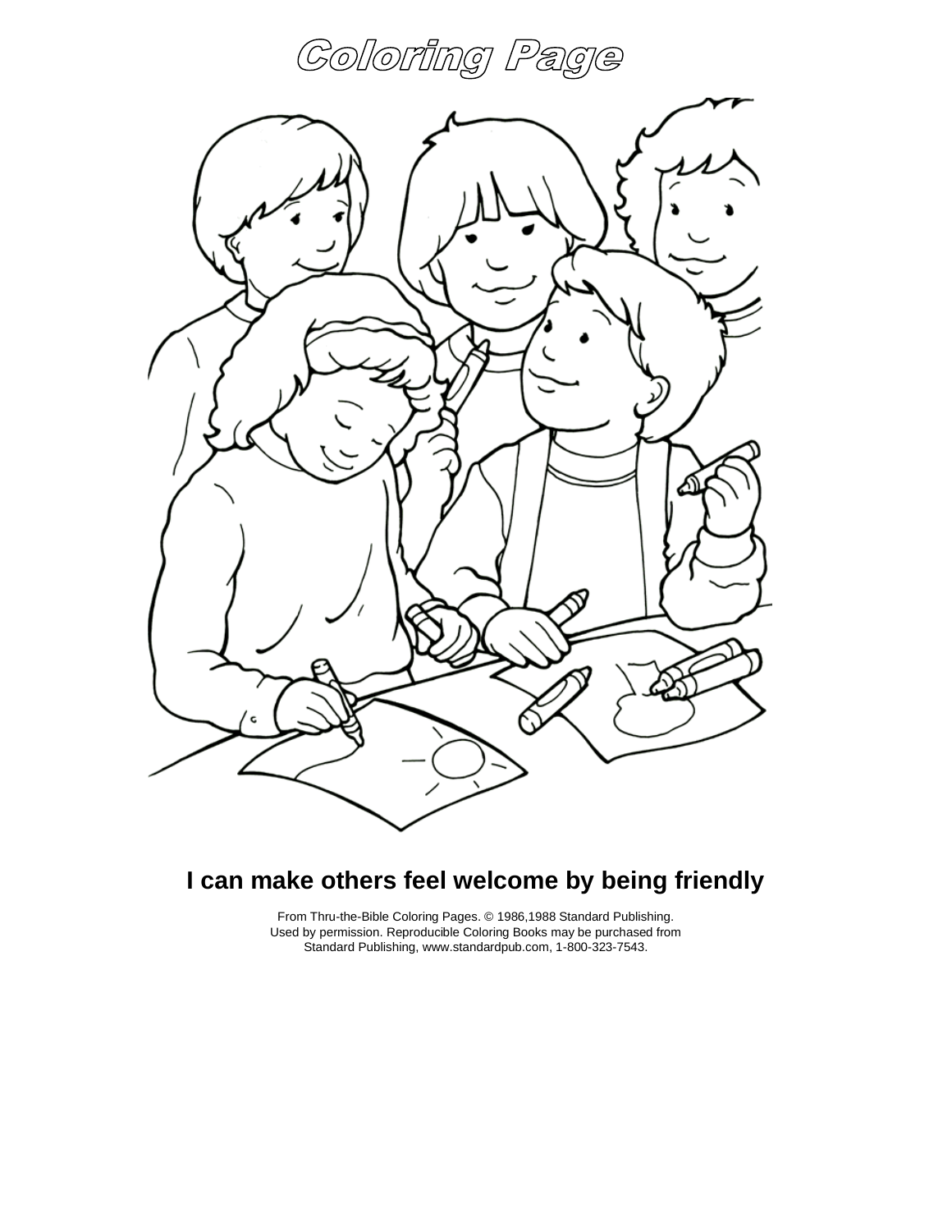# Coloring Page

**I can make others feel welcome by being friendly**

From Thru-the-Bible Coloring Pages. © 1986,1988 Standard Publishing.
Used by permission. Reproducible Coloring Books may be purchased from
Standard Publishing, www.standardpub.com, 1-800-323-7543.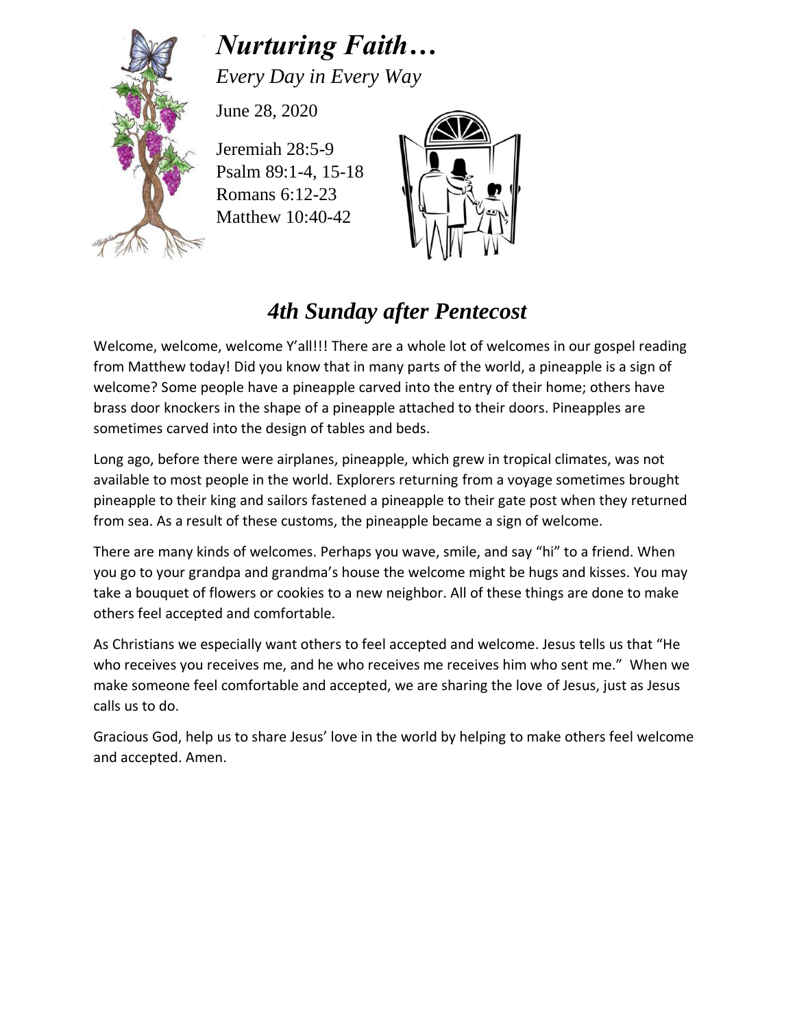# *Nurturing Faith…*

*Every Day in Every Way*

June 28, 2020

Jeremiah 28:5-9
Psalm 89:1-4, 15-18
Romans 6:12-23
Matthew 10:40-42

## *4th Sunday after Pentecost*

Welcome, welcome, welcome Y'all!!! There are a whole lot of welcomes in our gospel reading from Matthew today! Did you know that in many parts of the world, a pineapple is a sign of welcome? Some people have a pineapple carved into the entry of their home; others have brass door knockers in the shape of a pineapple attached to their doors. Pineapples are sometimes carved into the design of tables and beds.

Long ago, before there were airplanes, pineapple, which grew in tropical climates, was not available to most people in the world. Explorers returning from a voyage sometimes brought pineapple to their king and sailors fastened a pineapple to their gate post when they returned from sea. As a result of these customs, the pineapple became a sign of welcome.

There are many kinds of welcomes. Perhaps you wave, smile, and say "hi" to a friend. When you go to your grandpa and grandma's house the welcome might be hugs and kisses. You may take a bouquet of flowers or cookies to a new neighbor. All of these things are done to make others feel accepted and comfortable.

As Christians we especially want others to feel accepted and welcome. Jesus tells us that "He who receives you receives me, and he who receives me receives him who sent me." When we make someone feel comfortable and accepted, we are sharing the love of Jesus, just as Jesus calls us to do.

Gracious God, help us to share Jesus' love in the world by helping to make others feel welcome and accepted. Amen.